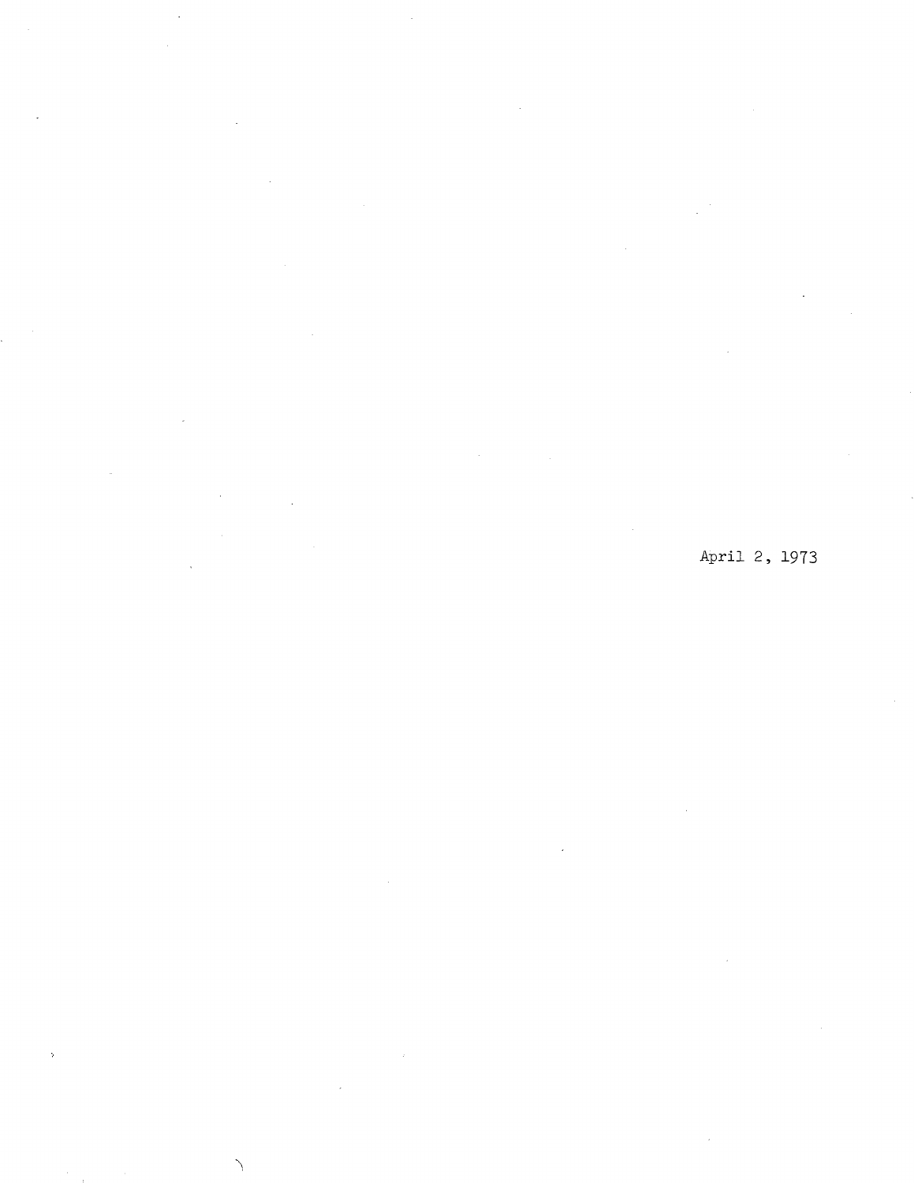April 2, 1973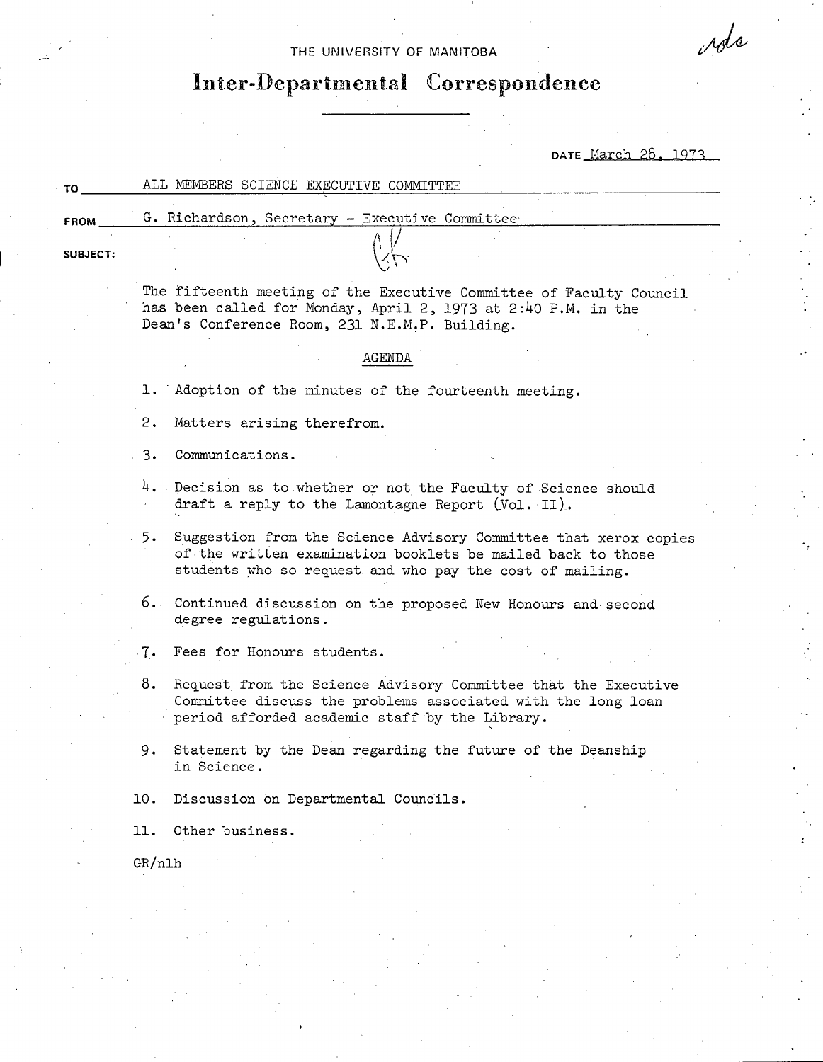THE UNIVERSITY OF MANITOBA

# Inter-Departmental Correspondence

DATE March 28, 1973

TO ALL MEMBERS SCIENCE EXECUTIVE COMMITTEE

FROM G. Richardson, Secretary - Executive Committee

SUBJECT:

The fifteenth meeting of the Executive Committee of Faculty Council has been called for Monday, April 2, 1973 at 2:40 P.M. in the Dean's Conference Room, 231 N.E.M.P. Building.

AGENDA

1. Adoption of the minutes of the fourteenth meeting.
2. Matters arising therefrom.
3. Communications.
4. Decision as to whether or not the Faculty of Science should draft a reply to the Lamontagne Report (Vol. II).
5. Suggestion from the Science Advisory Committee that xerox copies of the written examination booklets be mailed back to those students who so request and who pay the cost of mailing.
6. Continued discussion on the proposed New Honours and second degree regulations.
7. Fees for Honours students.
8. Request from the Science Advisory Committee that the Executive Committee discuss the problems associated with the long loan period afforded academic staff by the Library.
9. Statement by the Dean regarding the future of the Deanship in Science.
10. Discussion on Departmental Councils.
11. Other business.

GR/nlh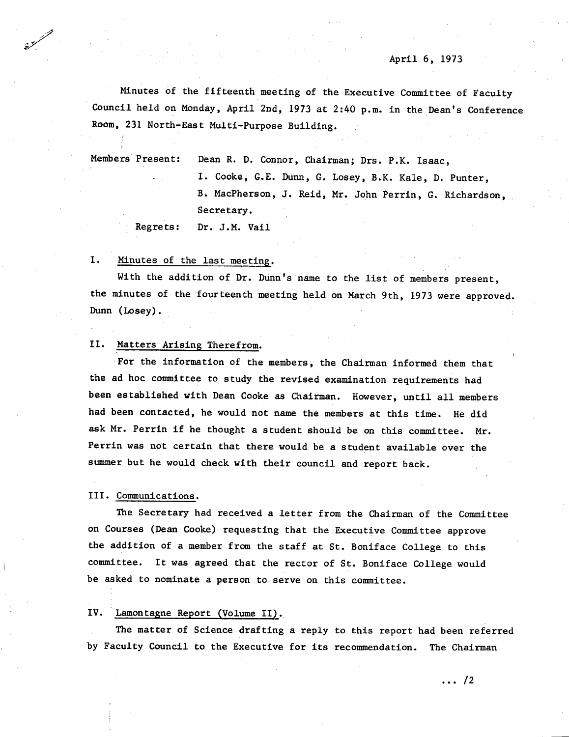April 6, 1973

Minutes of the fifteenth meeting of the Executive Committee of Faculty Council held on Monday, April 2nd, 1973 at 2:40 p.m. in the Dean's Conference Room, 231 North-East Multi-Purpose Building.

Members Present: Dean R. D. Connor, Chairman; Drs. P.K. Isaac, I. Cooke, G.E. Dunn, G. Losey, B.K. Kale, D. Punter, B. MacPherson, J. Reid, Mr. John Perrin, G. Richardson, Secretary.

Regrets: Dr. J.M. Vail

I. Minutes of the last meeting.

With the addition of Dr. Dunn's name to the list of members present, the minutes of the fourteenth meeting held on March 9th, 1973 were approved. Dunn (Losey).

II. Matters Arising Therefrom.

For the information of the members, the Chairman informed them that the ad hoc committee to study the revised examination requirements had been established with Dean Cooke as Chairman. However, until all members had been contacted, he would not name the members at this time. He did ask Mr. Perrin if he thought a student should be on this committee. Mr. Perrin was not certain that there would be a student available over the summer but he would check with their council and report back.

III. Communications.

The Secretary had received a letter from the Chairman of the Committee on Courses (Dean Cooke) requesting that the Executive Committee approve the addition of a member from the staff at St. Boniface College to this committee. It was agreed that the rector of St. Boniface College would be asked to nominate a person to serve on this committee.

IV. Lamontagne Report (Volume II).

The matter of Science drafting a reply to this report had been referred by Faculty Council to the Executive for its recommendation. The Chairman

... /2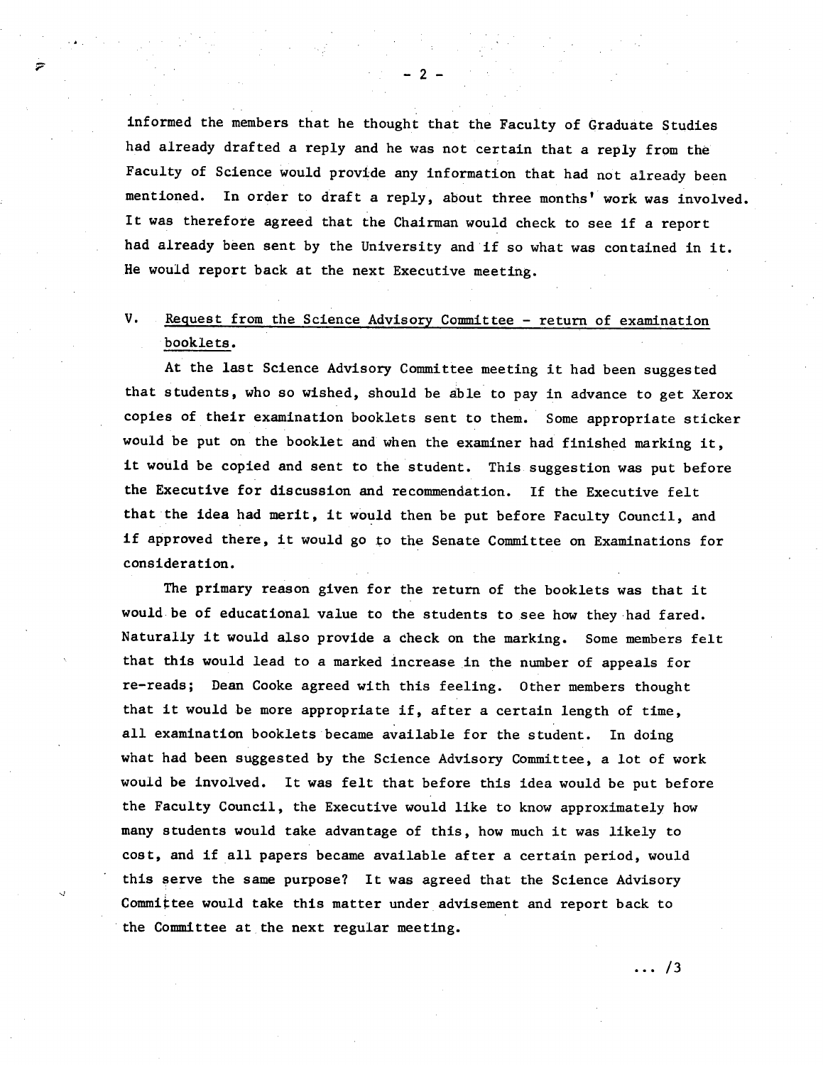informed the members that he thought that the Faculty of Graduate Studies had already drafted a reply and he was not certain that a reply from the Faculty of Science would provide any information that had not already been mentioned. In order to draft a reply, about three months' work was involved. It was therefore agreed that the Chairman would check to see if a report had already been sent by the University and if so what was contained in it. He would report back at the next Executive meeting.

V. Request from the Science Advisory Committee - return of examination booklets.

At the last Science Advisory Committee meeting it had been suggested that students, who so wished, should be able to pay in advance to get Xerox copies of their examination booklets sent to them. Some appropriate sticker would be put on the booklet and when the examiner had finished marking it, it would be copied and sent to the student. This suggestion was put before the Executive for discussion and recommendation. If the Executive felt that the idea had merit, it would then be put before Faculty Council, and if approved there, it would go to the Senate Committee on Examinations for consideration.

The primary reason given for the return of the booklets was that it would be of educational value to the students to see how they had fared. Naturally it would also provide a check on the marking. Some members felt that this would lead to a marked increase in the number of appeals for re-reads; Dean Cooke agreed with this feeling. Other members thought that it would be more appropriate if, after a certain length of time, all examination booklets became available for the student. In doing what had been suggested by the Science Advisory Committee, a lot of work would be involved. It was felt that before this idea would be put before the Faculty Council, the Executive would like to know approximately how many students would take advantage of this, how much it was likely to cost, and if all papers became available after a certain period, would this serve the same purpose? It was agreed that the Science Advisory Committee would take this matter under advisement and report back to the Committee at the next regular meeting.

... /3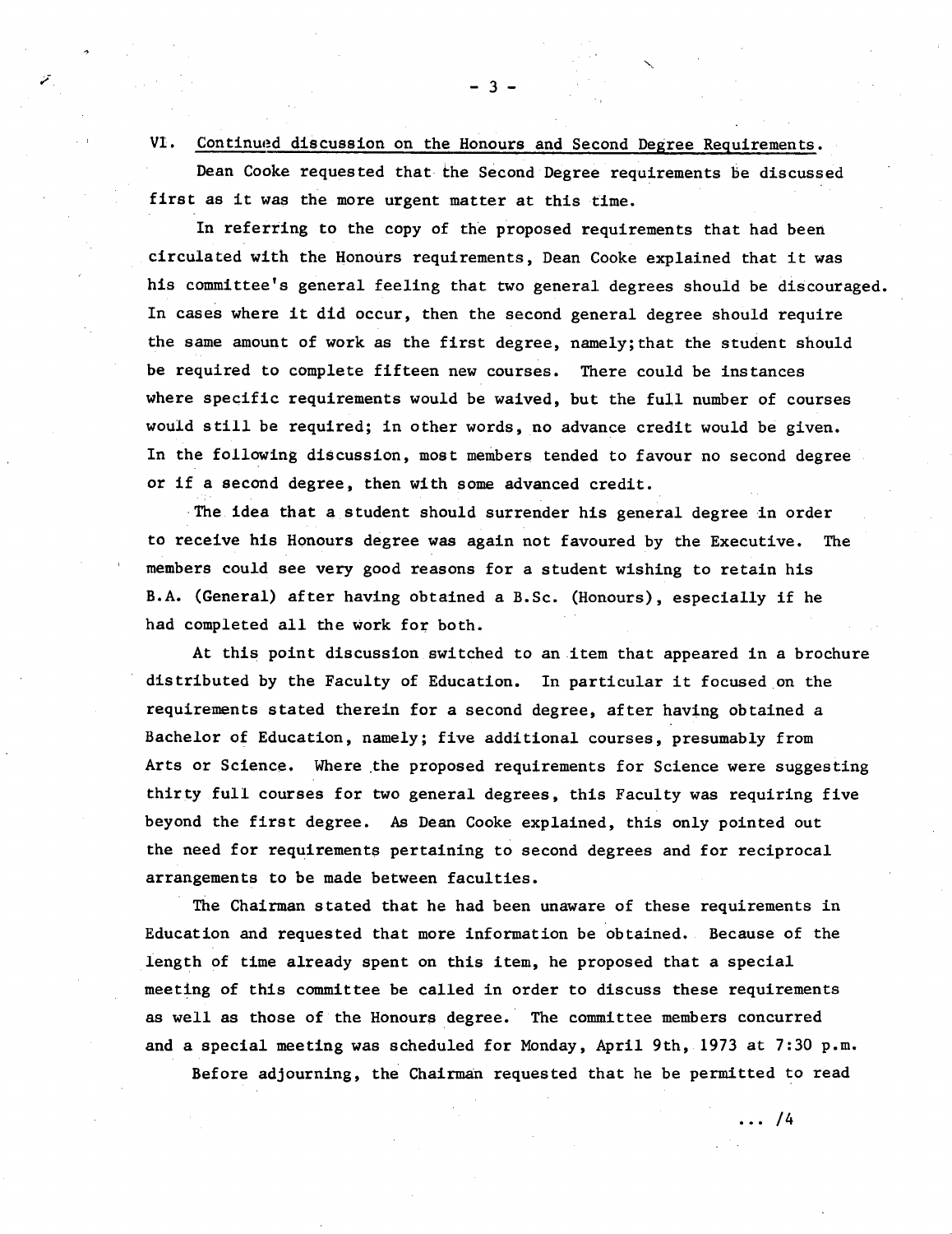VI. Continued discussion on the Honours and Second Degree Requirements.

Dean Cooke requested that the Second Degree requirements be discussed first as it was the more urgent matter at this time.

In referring to the copy of the proposed requirements that had been circulated with the Honours requirements, Dean Cooke explained that it was his committee's general feeling that two general degrees should be discouraged. In cases where it did occur, then the second general degree should require the same amount of work as the first degree, namely;that the student should be required to complete fifteen new courses. There could be instances where specific requirements would be waived, but the full number of courses would still be required; in other words, no advance credit would be given. In the following discussion, most members tended to favour no second degree or if a second degree, then with some advanced credit.

The idea that a student should surrender his general degree in order to receive his Honours degree was again not favoured by the Executive. The members could see very good reasons for a student wishing to retain his B.A. (General) after having obtained a B.Sc. (Honours), especially if he had completed all the work for both.

At this point discussion switched to an item that appeared in a brochure distributed by the Faculty of Education. In particular it focused on the requirements stated therein for a second degree, after having obtained a Bachelor of Education, namely; five additional courses, presumably from Arts or Science. Where the proposed requirements for Science were suggesting thirty full courses for two general degrees, this Faculty was requiring five beyond the first degree. As Dean Cooke explained, this only pointed out the need for requirements pertaining to second degrees and for reciprocal arrangements to be made between faculties.

The Chairman stated that he had been unaware of these requirements in Education and requested that more information be obtained. Because of the length of time already spent on this item, he proposed that a special meeting of this committee be called in order to discuss these requirements as well as those of the Honours degree. The committee members concurred and a special meeting was scheduled for Monday, April 9th, 1973 at 7:30 p.m.

Before adjourning, the Chairman requested that he be permitted to read

... /4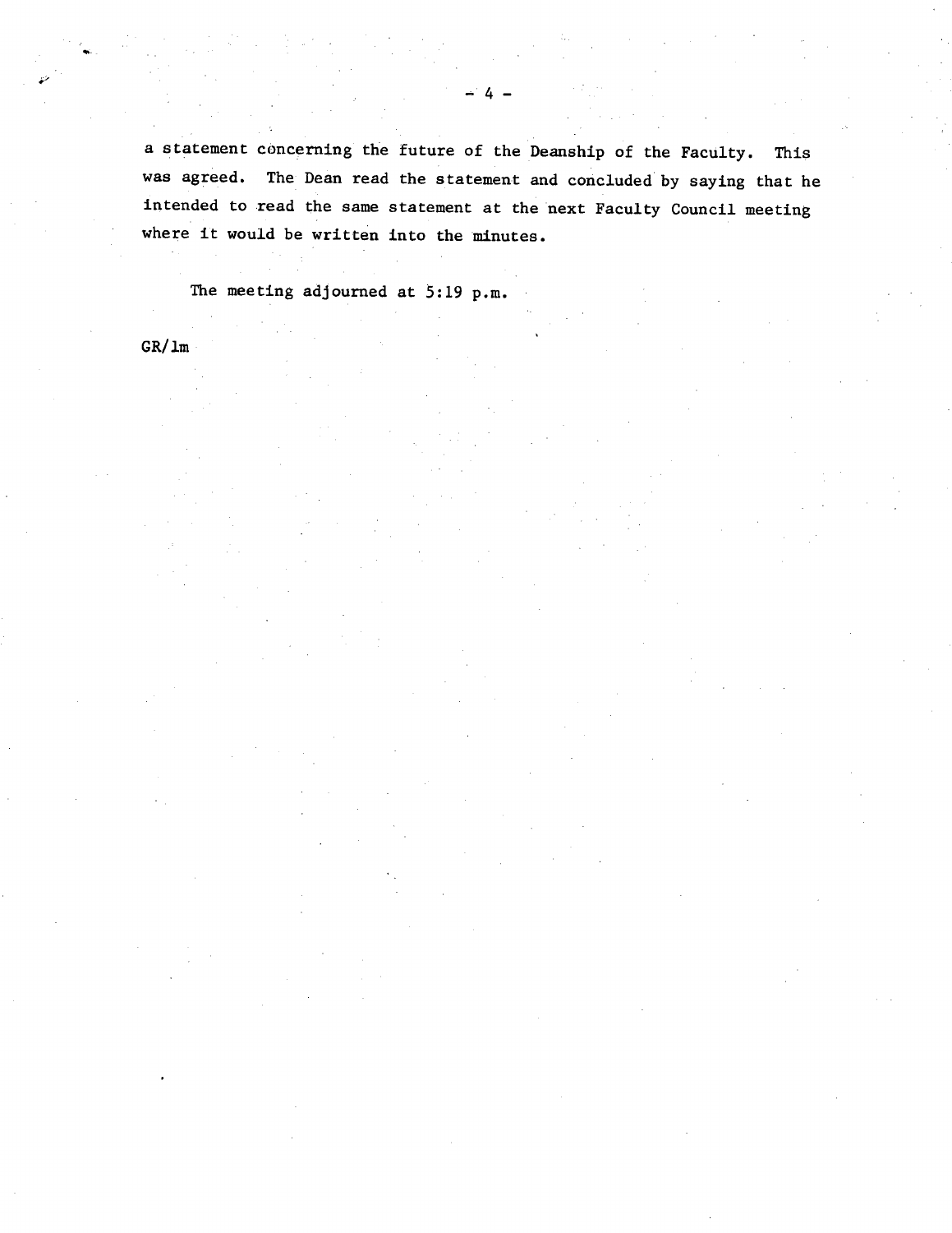a statement concerning the future of the Deanship of the Faculty. This was agreed. The Dean read the statement and concluded by saying that he intended to read the same statement at the next Faculty Council meeting where it would be written into the minutes.

The meeting adjourned at 5:19 p.m.

GR/lm